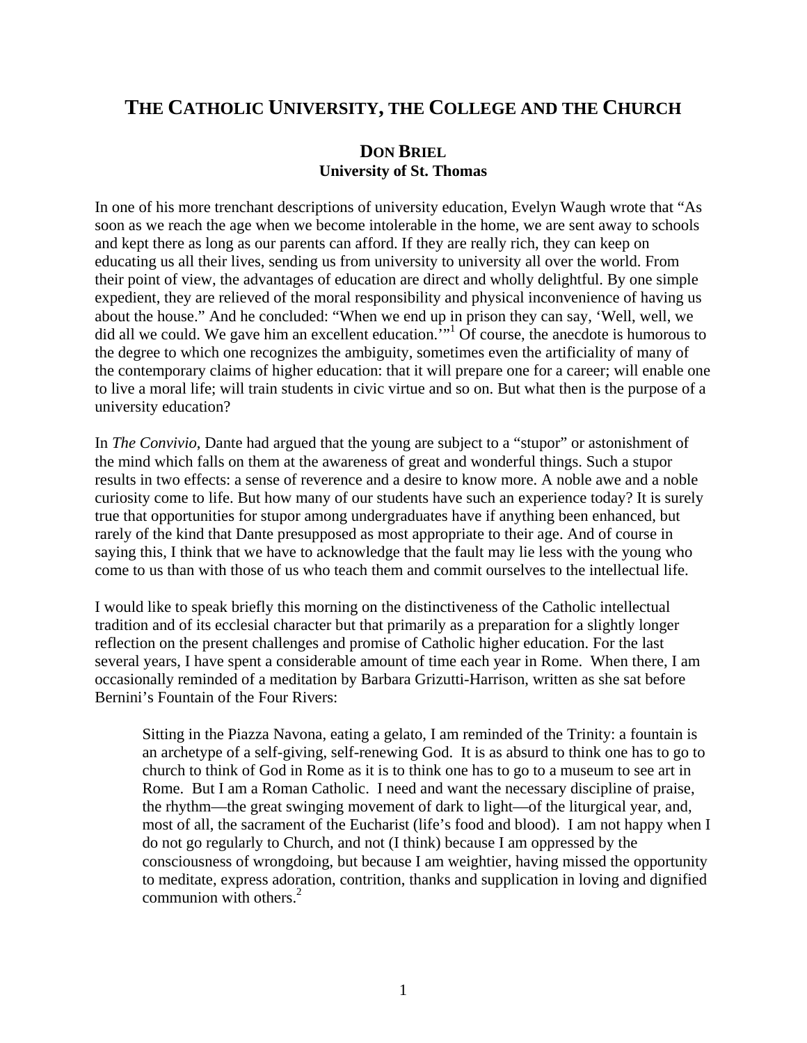# The Catholic University, the College and the Church

**Don Briel**
**University of St. Thomas**

In one of his more trenchant descriptions of university education, Evelyn Waugh wrote that "As soon as we reach the age when we become intolerable in the home, we are sent away to schools and kept there as long as our parents can afford. If they are really rich, they can keep on educating us all their lives, sending us from university to university all over the world. From their point of view, the advantages of education are direct and wholly delightful. By one simple expedient, they are relieved of the moral responsibility and physical inconvenience of having us about the house." And he concluded: "When we end up in prison they can say, 'Well, well, we did all we could. We gave him an excellent education.'"[1] Of course, the anecdote is humorous to the degree to which one recognizes the ambiguity, sometimes even the artificiality of many of the contemporary claims of higher education: that it will prepare one for a career; will enable one to live a moral life; will train students in civic virtue and so on. But what then is the purpose of a university education?

In *The Convivio*, Dante had argued that the young are subject to a "stupor" or astonishment of the mind which falls on them at the awareness of great and wonderful things. Such a stupor results in two effects: a sense of reverence and a desire to know more. A noble awe and a noble curiosity come to life. But how many of our students have such an experience today? It is surely true that opportunities for stupor among undergraduates have if anything been enhanced, but rarely of the kind that Dante presupposed as most appropriate to their age. And of course in saying this, I think that we have to acknowledge that the fault may lie less with the young who come to us than with those of us who teach them and commit ourselves to the intellectual life.

I would like to speak briefly this morning on the distinctiveness of the Catholic intellectual tradition and of its ecclesial character but that primarily as a preparation for a slightly longer reflection on the present challenges and promise of Catholic higher education. For the last several years, I have spent a considerable amount of time each year in Rome. When there, I am occasionally reminded of a meditation by Barbara Grizutti-Harrison, written as she sat before Bernini's Fountain of the Four Rivers:

> Sitting in the Piazza Navona, eating a gelato, I am reminded of the Trinity: a fountain is an archetype of a self-giving, self-renewing God. It is as absurd to think one has to go to church to think of God in Rome as it is to think one has to go to a museum to see art in Rome. But I am a Roman Catholic. I need and want the necessary discipline of praise, the rhythm—the great swinging movement of dark to light—of the liturgical year, and, most of all, the sacrament of the Eucharist (life's food and blood). I am not happy when I do not go regularly to Church, and not (I think) because I am oppressed by the consciousness of wrongdoing, but because I am weightier, having missed the opportunity to meditate, express adoration, contrition, thanks and supplication in loving and dignified communion with others.[2]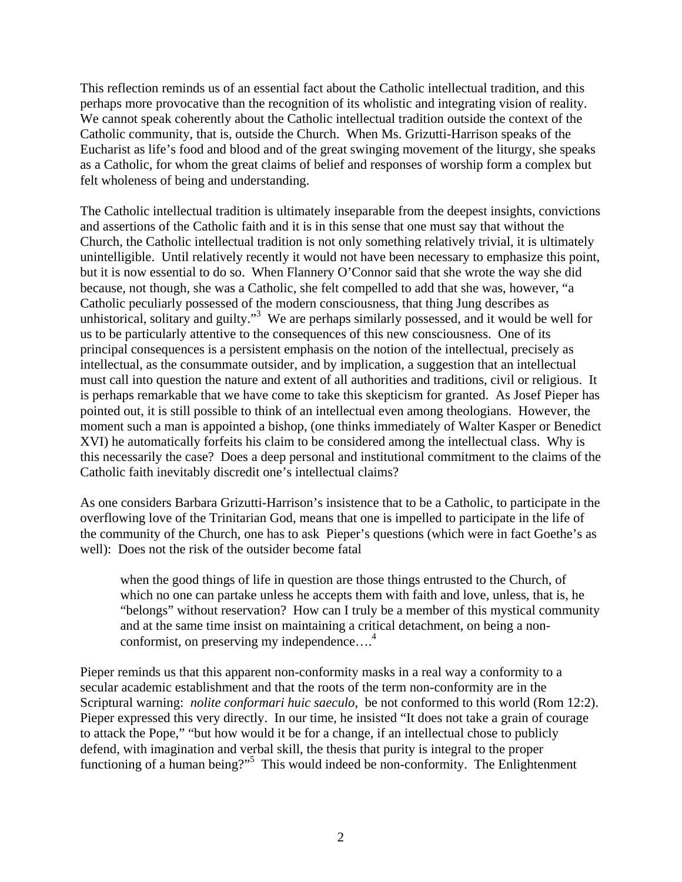This reflection reminds us of an essential fact about the Catholic intellectual tradition, and this perhaps more provocative than the recognition of its wholistic and integrating vision of reality. We cannot speak coherently about the Catholic intellectual tradition outside the context of the Catholic community, that is, outside the Church. When Ms. Grizutti-Harrison speaks of the Eucharist as life's food and blood and of the great swinging movement of the liturgy, she speaks as a Catholic, for whom the great claims of belief and responses of worship form a complex but felt wholeness of being and understanding.

The Catholic intellectual tradition is ultimately inseparable from the deepest insights, convictions and assertions of the Catholic faith and it is in this sense that one must say that without the Church, the Catholic intellectual tradition is not only something relatively trivial, it is ultimately unintelligible. Until relatively recently it would not have been necessary to emphasize this point, but it is now essential to do so. When Flannery O'Connor said that she wrote the way she did because, not though, she was a Catholic, she felt compelled to add that she was, however, "a Catholic peculiarly possessed of the modern consciousness, that thing Jung describes as unhistorical, solitary and guilty."[3] We are perhaps similarly possessed, and it would be well for us to be particularly attentive to the consequences of this new consciousness. One of its principal consequences is a persistent emphasis on the notion of the intellectual, precisely as intellectual, as the consummate outsider, and by implication, a suggestion that an intellectual must call into question the nature and extent of all authorities and traditions, civil or religious. It is perhaps remarkable that we have come to take this skepticism for granted. As Josef Pieper has pointed out, it is still possible to think of an intellectual even among theologians. However, the moment such a man is appointed a bishop, (one thinks immediately of Walter Kasper or Benedict XVI) he automatically forfeits his claim to be considered among the intellectual class. Why is this necessarily the case? Does a deep personal and institutional commitment to the claims of the Catholic faith inevitably discredit one's intellectual claims?

As one considers Barbara Grizutti-Harrison's insistence that to be a Catholic, to participate in the overflowing love of the Trinitarian God, means that one is impelled to participate in the life of the community of the Church, one has to ask Pieper's questions (which were in fact Goethe's as well): Does not the risk of the outsider become fatal

> when the good things of life in question are those things entrusted to the Church, of which no one can partake unless he accepts them with faith and love, unless, that is, he "belongs" without reservation? How can I truly be a member of this mystical community and at the same time insist on maintaining a critical detachment, on being a non-conformist, on preserving my independence….[4]

Pieper reminds us that this apparent non-conformity masks in a real way a conformity to a secular academic establishment and that the roots of the term non-conformity are in the Scriptural warning: *nolite conformari huic saeculo*, be not conformed to this world (Rom 12:2). Pieper expressed this very directly. In our time, he insisted "It does not take a grain of courage to attack the Pope," "but how would it be for a change, if an intellectual chose to publicly defend, with imagination and verbal skill, the thesis that purity is integral to the proper functioning of a human being?"[5] This would indeed be non-conformity. The Enlightenment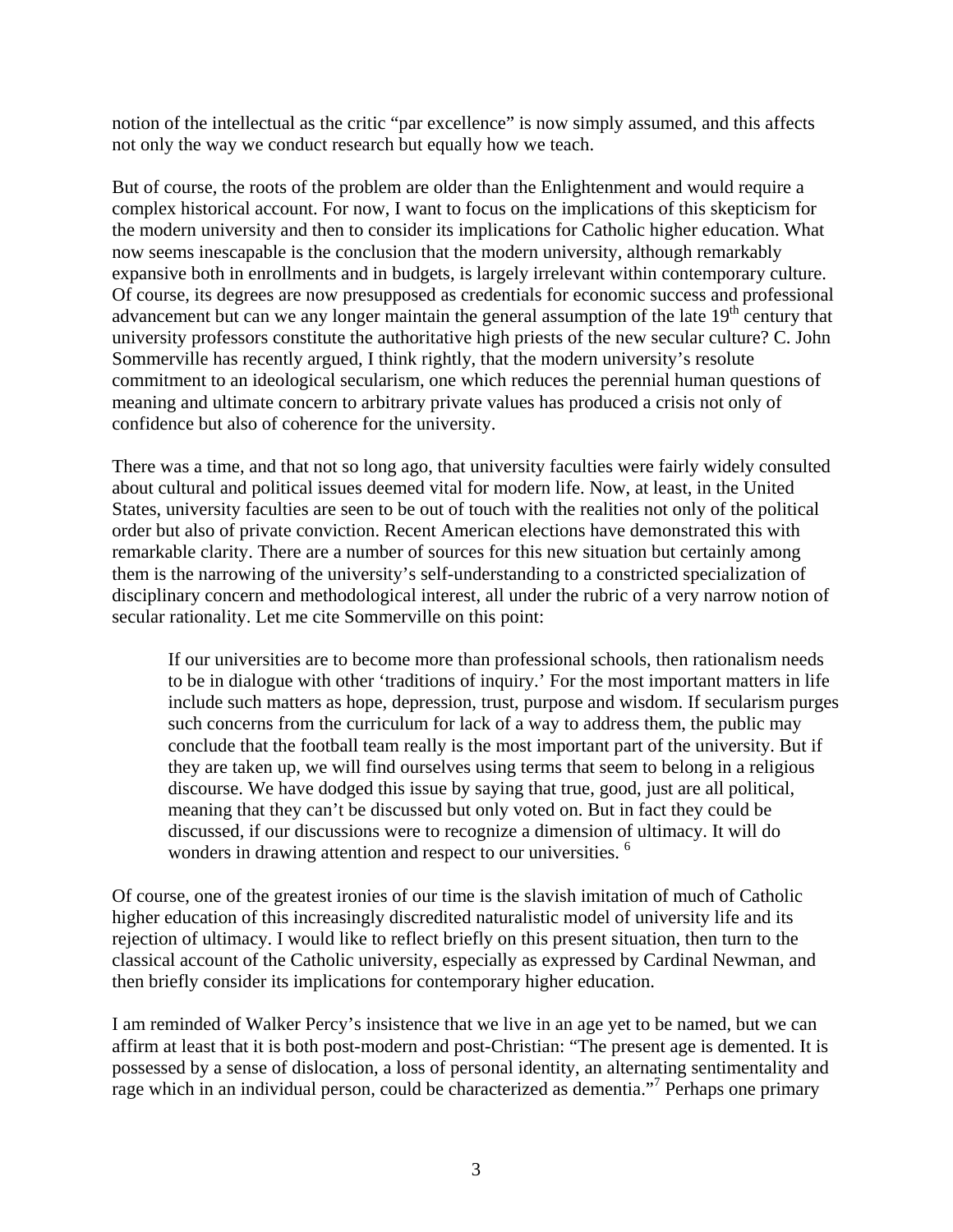notion of the intellectual as the critic "par excellence" is now simply assumed, and this affects not only the way we conduct research but equally how we teach.

But of course, the roots of the problem are older than the Enlightenment and would require a complex historical account. For now, I want to focus on the implications of this skepticism for the modern university and then to consider its implications for Catholic higher education. What now seems inescapable is the conclusion that the modern university, although remarkably expansive both in enrollments and in budgets, is largely irrelevant within contemporary culture. Of course, its degrees are now presupposed as credentials for economic success and professional advancement but can we any longer maintain the general assumption of the late 19th century that university professors constitute the authoritative high priests of the new secular culture? C. John Sommerville has recently argued, I think rightly, that the modern university's resolute commitment to an ideological secularism, one which reduces the perennial human questions of meaning and ultimate concern to arbitrary private values has produced a crisis not only of confidence but also of coherence for the university.

There was a time, and that not so long ago, that university faculties were fairly widely consulted about cultural and political issues deemed vital for modern life. Now, at least, in the United States, university faculties are seen to be out of touch with the realities not only of the political order but also of private conviction. Recent American elections have demonstrated this with remarkable clarity. There are a number of sources for this new situation but certainly among them is the narrowing of the university's self-understanding to a constricted specialization of disciplinary concern and methodological interest, all under the rubric of a very narrow notion of secular rationality. Let me cite Sommerville on this point:

> If our universities are to become more than professional schools, then rationalism needs to be in dialogue with other 'traditions of inquiry.' For the most important matters in life include such matters as hope, depression, trust, purpose and wisdom. If secularism purges such concerns from the curriculum for lack of a way to address them, the public may conclude that the football team really is the most important part of the university. But if they are taken up, we will find ourselves using terms that seem to belong in a religious discourse. We have dodged this issue by saying that true, good, just are all political, meaning that they can't be discussed but only voted on. But in fact they could be discussed, if our discussions were to recognize a dimension of ultimacy. It will do wonders in drawing attention and respect to our universities. [6]

Of course, one of the greatest ironies of our time is the slavish imitation of much of Catholic higher education of this increasingly discredited naturalistic model of university life and its rejection of ultimacy. I would like to reflect briefly on this present situation, then turn to the classical account of the Catholic university, especially as expressed by Cardinal Newman, and then briefly consider its implications for contemporary higher education.

I am reminded of Walker Percy's insistence that we live in an age yet to be named, but we can affirm at least that it is both post-modern and post-Christian: "The present age is demented. It is possessed by a sense of dislocation, a loss of personal identity, an alternating sentimentality and rage which in an individual person, could be characterized as dementia."[7] Perhaps one primary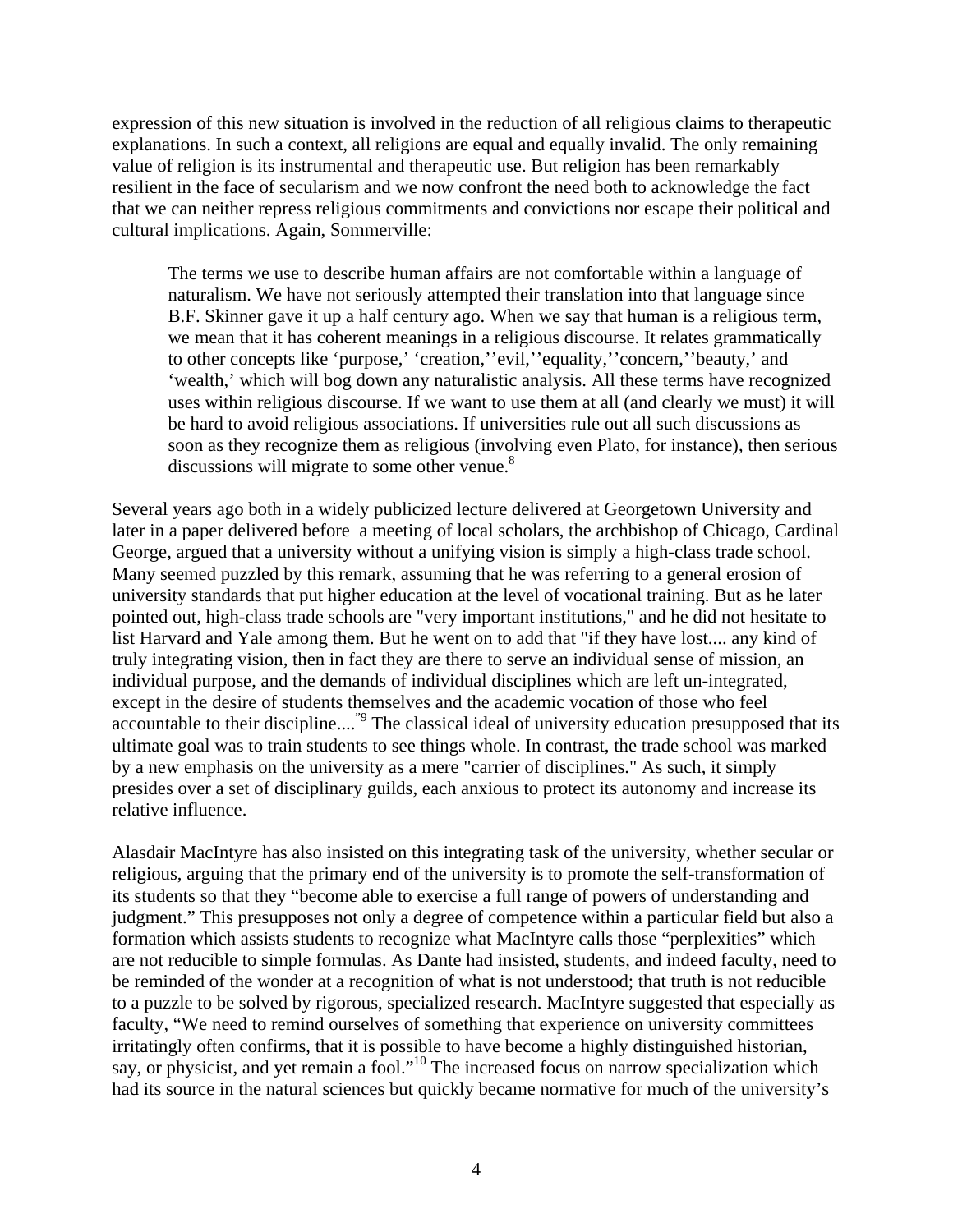expression of this new situation is involved in the reduction of all religious claims to therapeutic explanations. In such a context, all religions are equal and equally invalid. The only remaining value of religion is its instrumental and therapeutic use. But religion has been remarkably resilient in the face of secularism and we now confront the need both to acknowledge the fact that we can neither repress religious commitments and convictions nor escape their political and cultural implications. Again, Sommerville:

> The terms we use to describe human affairs are not comfortable within a language of naturalism. We have not seriously attempted their translation into that language since B.F. Skinner gave it up a half century ago. When we say that human is a religious term, we mean that it has coherent meanings in a religious discourse. It relates grammatically to other concepts like 'purpose,' 'creation,''evil,''equality,''concern,''beauty,' and 'wealth,' which will bog down any naturalistic analysis. All these terms have recognized uses within religious discourse. If we want to use them at all (and clearly we must) it will be hard to avoid religious associations. If universities rule out all such discussions as soon as they recognize them as religious (involving even Plato, for instance), then serious discussions will migrate to some other venue.[8]

Several years ago both in a widely publicized lecture delivered at Georgetown University and later in a paper delivered before a meeting of local scholars, the archbishop of Chicago, Cardinal George, argued that a university without a unifying vision is simply a high-class trade school. Many seemed puzzled by this remark, assuming that he was referring to a general erosion of university standards that put higher education at the level of vocational training. But as he later pointed out, high-class trade schools are "very important institutions," and he did not hesitate to list Harvard and Yale among them. But he went on to add that "if they have lost.... any kind of truly integrating vision, then in fact they are there to serve an individual sense of mission, an individual purpose, and the demands of individual disciplines which are left un-integrated, except in the desire of students themselves and the academic vocation of those who feel accountable to their discipline...."[9] The classical ideal of university education presupposed that its ultimate goal was to train students to see things whole. In contrast, the trade school was marked by a new emphasis on the university as a mere "carrier of disciplines." As such, it simply presides over a set of disciplinary guilds, each anxious to protect its autonomy and increase its relative influence.

Alasdair MacIntyre has also insisted on this integrating task of the university, whether secular or religious, arguing that the primary end of the university is to promote the self-transformation of its students so that they "become able to exercise a full range of powers of understanding and judgment." This presupposes not only a degree of competence within a particular field but also a formation which assists students to recognize what MacIntyre calls those "perplexities" which are not reducible to simple formulas. As Dante had insisted, students, and indeed faculty, need to be reminded of the wonder at a recognition of what is not understood; that truth is not reducible to a puzzle to be solved by rigorous, specialized research. MacIntyre suggested that especially as faculty, "We need to remind ourselves of something that experience on university committees irritatingly often confirms, that it is possible to have become a highly distinguished historian, say, or physicist, and yet remain a fool."[10] The increased focus on narrow specialization which had its source in the natural sciences but quickly became normative for much of the university's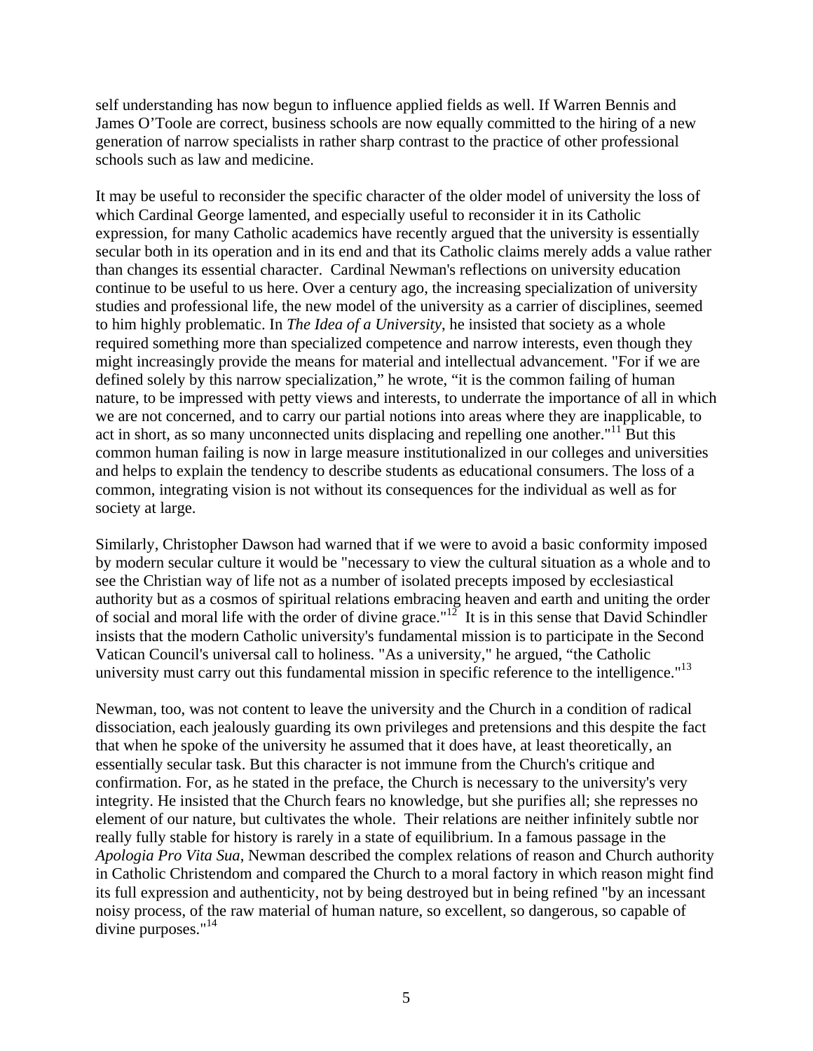self understanding has now begun to influence applied fields as well. If Warren Bennis and James O'Toole are correct, business schools are now equally committed to the hiring of a new generation of narrow specialists in rather sharp contrast to the practice of other professional schools such as law and medicine.

It may be useful to reconsider the specific character of the older model of university the loss of which Cardinal George lamented, and especially useful to reconsider it in its Catholic expression, for many Catholic academics have recently argued that the university is essentially secular both in its operation and in its end and that its Catholic claims merely adds a value rather than changes its essential character. Cardinal Newman's reflections on university education continue to be useful to us here. Over a century ago, the increasing specialization of university studies and professional life, the new model of the university as a carrier of disciplines, seemed to him highly problematic. In *The Idea of a University*, he insisted that society as a whole required something more than specialized competence and narrow interests, even though they might increasingly provide the means for material and intellectual advancement. "For if we are defined solely by this narrow specialization," he wrote, "it is the common failing of human nature, to be impressed with petty views and interests, to underrate the importance of all in which we are not concerned, and to carry our partial notions into areas where they are inapplicable, to act in short, as so many unconnected units displacing and repelling one another."[11] But this common human failing is now in large measure institutionalized in our colleges and universities and helps to explain the tendency to describe students as educational consumers. The loss of a common, integrating vision is not without its consequences for the individual as well as for society at large.

Similarly, Christopher Dawson had warned that if we were to avoid a basic conformity imposed by modern secular culture it would be "necessary to view the cultural situation as a whole and to see the Christian way of life not as a number of isolated precepts imposed by ecclesiastical authority but as a cosmos of spiritual relations embracing heaven and earth and uniting the order of social and moral life with the order of divine grace."[12] It is in this sense that David Schindler insists that the modern Catholic university's fundamental mission is to participate in the Second Vatican Council's universal call to holiness. "As a university," he argued, "the Catholic university must carry out this fundamental mission in specific reference to the intelligence."[13]

Newman, too, was not content to leave the university and the Church in a condition of radical dissociation, each jealously guarding its own privileges and pretensions and this despite the fact that when he spoke of the university he assumed that it does have, at least theoretically, an essentially secular task. But this character is not immune from the Church's critique and confirmation. For, as he stated in the preface, the Church is necessary to the university's very integrity. He insisted that the Church fears no knowledge, but she purifies all; she represses no element of our nature, but cultivates the whole. Their relations are neither infinitely subtle nor really fully stable for history is rarely in a state of equilibrium. In a famous passage in the *Apologia Pro Vita Sua*, Newman described the complex relations of reason and Church authority in Catholic Christendom and compared the Church to a moral factory in which reason might find its full expression and authenticity, not by being destroyed but in being refined "by an incessant noisy process, of the raw material of human nature, so excellent, so dangerous, so capable of divine purposes."[14]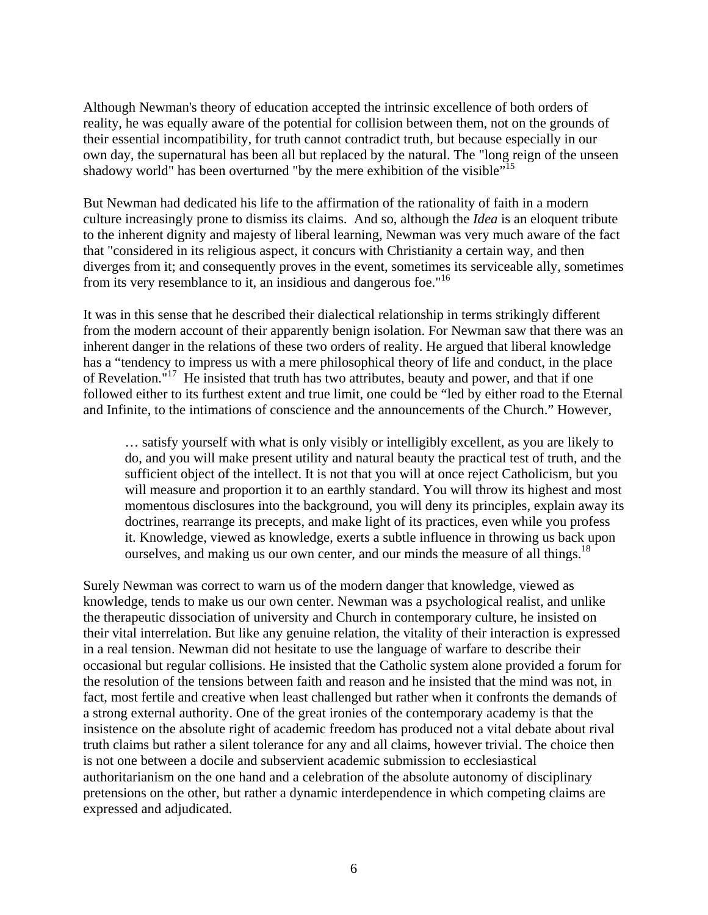Although Newman's theory of education accepted the intrinsic excellence of both orders of reality, he was equally aware of the potential for collision between them, not on the grounds of their essential incompatibility, for truth cannot contradict truth, but because especially in our own day, the supernatural has been all but replaced by the natural. The "long reign of the unseen shadowy world" has been overturned "by the mere exhibition of the visible"[15]

But Newman had dedicated his life to the affirmation of the rationality of faith in a modern culture increasingly prone to dismiss its claims. And so, although the *Idea* is an eloquent tribute to the inherent dignity and majesty of liberal learning, Newman was very much aware of the fact that "considered in its religious aspect, it concurs with Christianity a certain way, and then diverges from it; and consequently proves in the event, sometimes its serviceable ally, sometimes from its very resemblance to it, an insidious and dangerous foe."[16]

It was in this sense that he described their dialectical relationship in terms strikingly different from the modern account of their apparently benign isolation. For Newman saw that there was an inherent danger in the relations of these two orders of reality. He argued that liberal knowledge has a "tendency to impress us with a mere philosophical theory of life and conduct, in the place of Revelation."[17] He insisted that truth has two attributes, beauty and power, and that if one followed either to its furthest extent and true limit, one could be "led by either road to the Eternal and Infinite, to the intimations of conscience and the announcements of the Church." However,

> … satisfy yourself with what is only visibly or intelligibly excellent, as you are likely to do, and you will make present utility and natural beauty the practical test of truth, and the sufficient object of the intellect. It is not that you will at once reject Catholicism, but you will measure and proportion it to an earthly standard. You will throw its highest and most momentous disclosures into the background, you will deny its principles, explain away its doctrines, rearrange its precepts, and make light of its practices, even while you profess it. Knowledge, viewed as knowledge, exerts a subtle influence in throwing us back upon ourselves, and making us our own center, and our minds the measure of all things.[18]

Surely Newman was correct to warn us of the modern danger that knowledge, viewed as knowledge, tends to make us our own center. Newman was a psychological realist, and unlike the therapeutic dissociation of university and Church in contemporary culture, he insisted on their vital interrelation. But like any genuine relation, the vitality of their interaction is expressed in a real tension. Newman did not hesitate to use the language of warfare to describe their occasional but regular collisions. He insisted that the Catholic system alone provided a forum for the resolution of the tensions between faith and reason and he insisted that the mind was not, in fact, most fertile and creative when least challenged but rather when it confronts the demands of a strong external authority. One of the great ironies of the contemporary academy is that the insistence on the absolute right of academic freedom has produced not a vital debate about rival truth claims but rather a silent tolerance for any and all claims, however trivial. The choice then is not one between a docile and subservient academic submission to ecclesiastical authoritarianism on the one hand and a celebration of the absolute autonomy of disciplinary pretensions on the other, but rather a dynamic interdependence in which competing claims are expressed and adjudicated.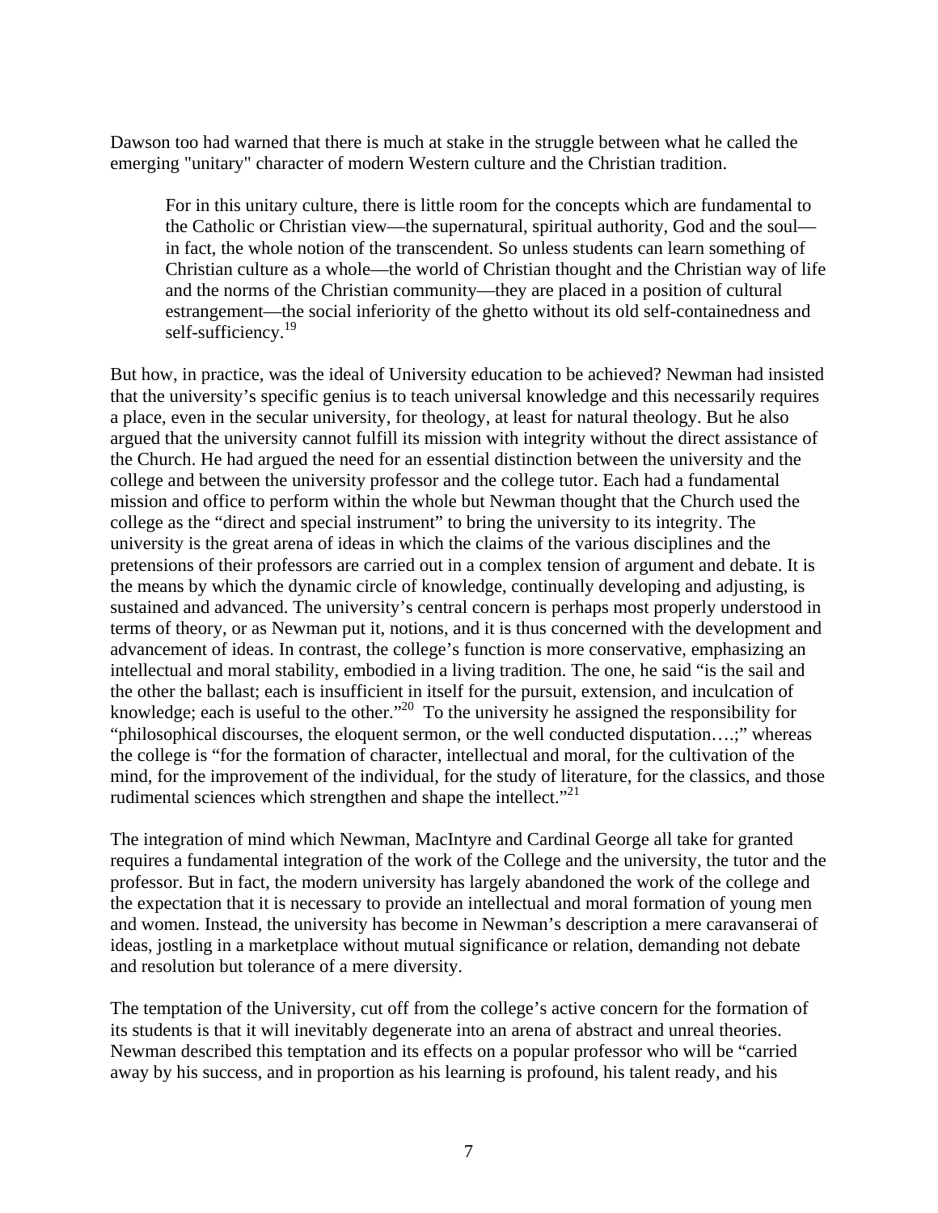Dawson too had warned that there is much at stake in the struggle between what he called the emerging "unitary" character of modern Western culture and the Christian tradition.

> For in this unitary culture, there is little room for the concepts which are fundamental to the Catholic or Christian view—the supernatural, spiritual authority, God and the soul—in fact, the whole notion of the transcendent. So unless students can learn something of Christian culture as a whole—the world of Christian thought and the Christian way of life and the norms of the Christian community—they are placed in a position of cultural estrangement—the social inferiority of the ghetto without its old self-containedness and self-sufficiency.[19]

But how, in practice, was the ideal of University education to be achieved? Newman had insisted that the university's specific genius is to teach universal knowledge and this necessarily requires a place, even in the secular university, for theology, at least for natural theology. But he also argued that the university cannot fulfill its mission with integrity without the direct assistance of the Church. He had argued the need for an essential distinction between the university and the college and between the university professor and the college tutor. Each had a fundamental mission and office to perform within the whole but Newman thought that the Church used the college as the "direct and special instrument" to bring the university to its integrity. The university is the great arena of ideas in which the claims of the various disciplines and the pretensions of their professors are carried out in a complex tension of argument and debate. It is the means by which the dynamic circle of knowledge, continually developing and adjusting, is sustained and advanced. The university's central concern is perhaps most properly understood in terms of theory, or as Newman put it, notions, and it is thus concerned with the development and advancement of ideas. In contrast, the college's function is more conservative, emphasizing an intellectual and moral stability, embodied in a living tradition. The one, he said "is the sail and the other the ballast; each is insufficient in itself for the pursuit, extension, and inculcation of knowledge; each is useful to the other."[20] To the university he assigned the responsibility for "philosophical discourses, the eloquent sermon, or the well conducted disputation….;" whereas the college is "for the formation of character, intellectual and moral, for the cultivation of the mind, for the improvement of the individual, for the study of literature, for the classics, and those rudimental sciences which strengthen and shape the intellect."[21]

The integration of mind which Newman, MacIntyre and Cardinal George all take for granted requires a fundamental integration of the work of the College and the university, the tutor and the professor. But in fact, the modern university has largely abandoned the work of the college and the expectation that it is necessary to provide an intellectual and moral formation of young men and women. Instead, the university has become in Newman's description a mere caravanserai of ideas, jostling in a marketplace without mutual significance or relation, demanding not debate and resolution but tolerance of a mere diversity.

The temptation of the University, cut off from the college's active concern for the formation of its students is that it will inevitably degenerate into an arena of abstract and unreal theories. Newman described this temptation and its effects on a popular professor who will be "carried away by his success, and in proportion as his learning is profound, his talent ready, and his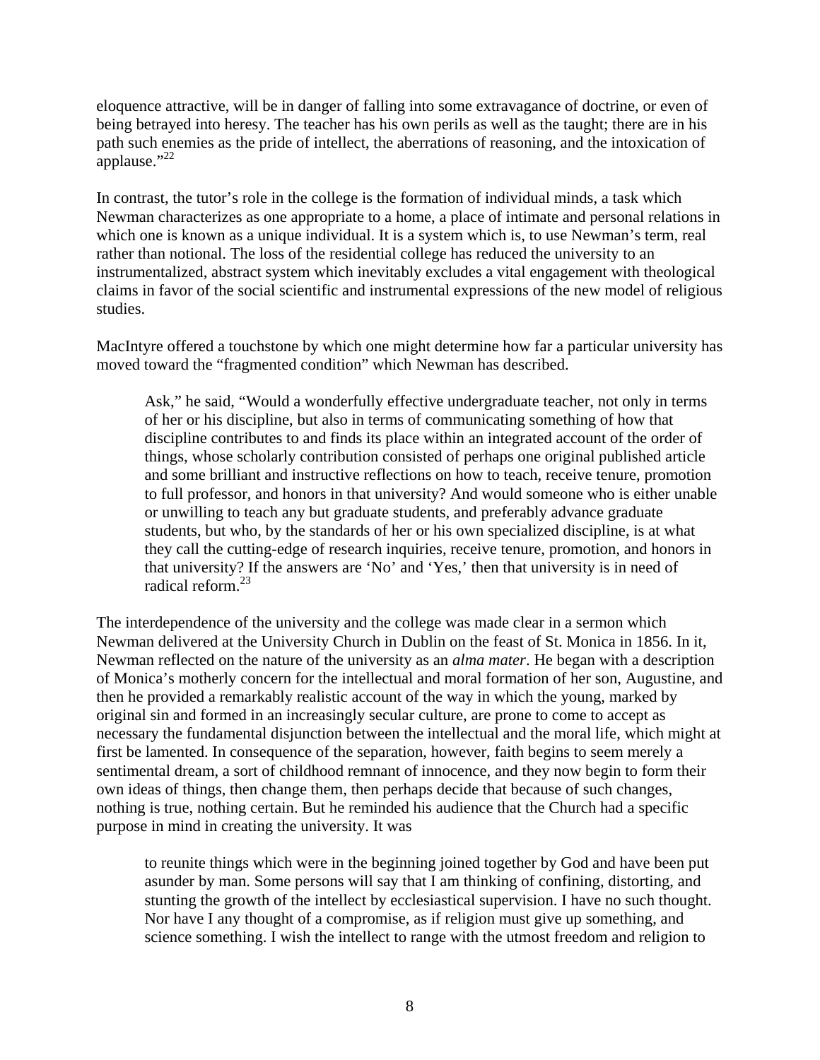eloquence attractive, will be in danger of falling into some extravagance of doctrine, or even of being betrayed into heresy. The teacher has his own perils as well as the taught; there are in his path such enemies as the pride of intellect, the aberrations of reasoning, and the intoxication of applause."[22]

In contrast, the tutor's role in the college is the formation of individual minds, a task which Newman characterizes as one appropriate to a home, a place of intimate and personal relations in which one is known as a unique individual. It is a system which is, to use Newman's term, real rather than notional. The loss of the residential college has reduced the university to an instrumentalized, abstract system which inevitably excludes a vital engagement with theological claims in favor of the social scientific and instrumental expressions of the new model of religious studies.

MacIntyre offered a touchstone by which one might determine how far a particular university has moved toward the "fragmented condition" which Newman has described.

> Ask," he said, "Would a wonderfully effective undergraduate teacher, not only in terms of her or his discipline, but also in terms of communicating something of how that discipline contributes to and finds its place within an integrated account of the order of things, whose scholarly contribution consisted of perhaps one original published article and some brilliant and instructive reflections on how to teach, receive tenure, promotion to full professor, and honors in that university? And would someone who is either unable or unwilling to teach any but graduate students, and preferably advance graduate students, but who, by the standards of her or his own specialized discipline, is at what they call the cutting-edge of research inquiries, receive tenure, promotion, and honors in that university? If the answers are 'No' and 'Yes,' then that university is in need of radical reform.[23]

The interdependence of the university and the college was made clear in a sermon which Newman delivered at the University Church in Dublin on the feast of St. Monica in 1856. In it, Newman reflected on the nature of the university as an *alma mater*. He began with a description of Monica's motherly concern for the intellectual and moral formation of her son, Augustine, and then he provided a remarkably realistic account of the way in which the young, marked by original sin and formed in an increasingly secular culture, are prone to come to accept as necessary the fundamental disjunction between the intellectual and the moral life, which might at first be lamented. In consequence of the separation, however, faith begins to seem merely a sentimental dream, a sort of childhood remnant of innocence, and they now begin to form their own ideas of things, then change them, then perhaps decide that because of such changes, nothing is true, nothing certain. But he reminded his audience that the Church had a specific purpose in mind in creating the university. It was

> to reunite things which were in the beginning joined together by God and have been put asunder by man. Some persons will say that I am thinking of confining, distorting, and stunting the growth of the intellect by ecclesiastical supervision. I have no such thought. Nor have I any thought of a compromise, as if religion must give up something, and science something. I wish the intellect to range with the utmost freedom and religion to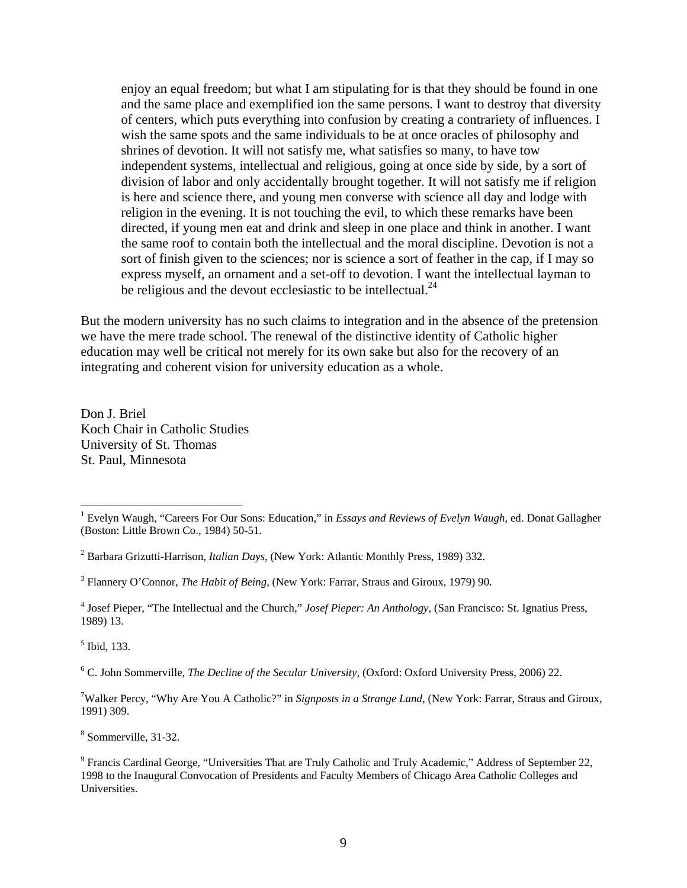> enjoy an equal freedom; but what I am stipulating for is that they should be found in one and the same place and exemplified ion the same persons. I want to destroy that diversity of centers, which puts everything into confusion by creating a contrariety of influences. I wish the same spots and the same individuals to be at once oracles of philosophy and shrines of devotion. It will not satisfy me, what satisfies so many, to have tow independent systems, intellectual and religious, going at once side by side, by a sort of division of labor and only accidentally brought together. It will not satisfy me if religion is here and science there, and young men converse with science all day and lodge with religion in the evening. It is not touching the evil, to which these remarks have been directed, if young men eat and drink and sleep in one place and think in another. I want the same roof to contain both the intellectual and the moral discipline. Devotion is not a sort of finish given to the sciences; nor is science a sort of feather in the cap, if I may so express myself, an ornament and a set-off to devotion. I want the intellectual layman to be religious and the devout ecclesiastic to be intellectual.[24]

But the modern university has no such claims to integration and in the absence of the pretension we have the mere trade school. The renewal of the distinctive identity of Catholic higher education may well be critical not merely for its own sake but also for the recovery of an integrating and coherent vision for university education as a whole.

Don J. Briel
Koch Chair in Catholic Studies
University of St. Thomas
St. Paul, Minnesota

---

[1] Evelyn Waugh, "Careers For Our Sons: Education," in *Essays and Reviews of Evelyn Waugh*, ed. Donat Gallagher (Boston: Little Brown Co., 1984) 50-51.

[2] Barbara Grizutti-Harrison, *Italian Days*, (New York: Atlantic Monthly Press, 1989) 332.

[3] Flannery O'Connor, *The Habit of Being*, (New York: Farrar, Straus and Giroux, 1979) 90.

[4] Josef Pieper, "The Intellectual and the Church," *Josef Pieper: An Anthology*, (San Francisco: St. Ignatius Press, 1989) 13.

[5] Ibid, 133.

[6] C. John Sommerville, *The Decline of the Secular University*, (Oxford: Oxford University Press, 2006) 22.

[7] Walker Percy, "Why Are You A Catholic?" in *Signposts in a Strange Land*, (New York: Farrar, Straus and Giroux, 1991) 309.

[8] Sommerville, 31-32.

[9] Francis Cardinal George, "Universities That are Truly Catholic and Truly Academic," Address of September 22, 1998 to the Inaugural Convocation of Presidents and Faculty Members of Chicago Area Catholic Colleges and Universities.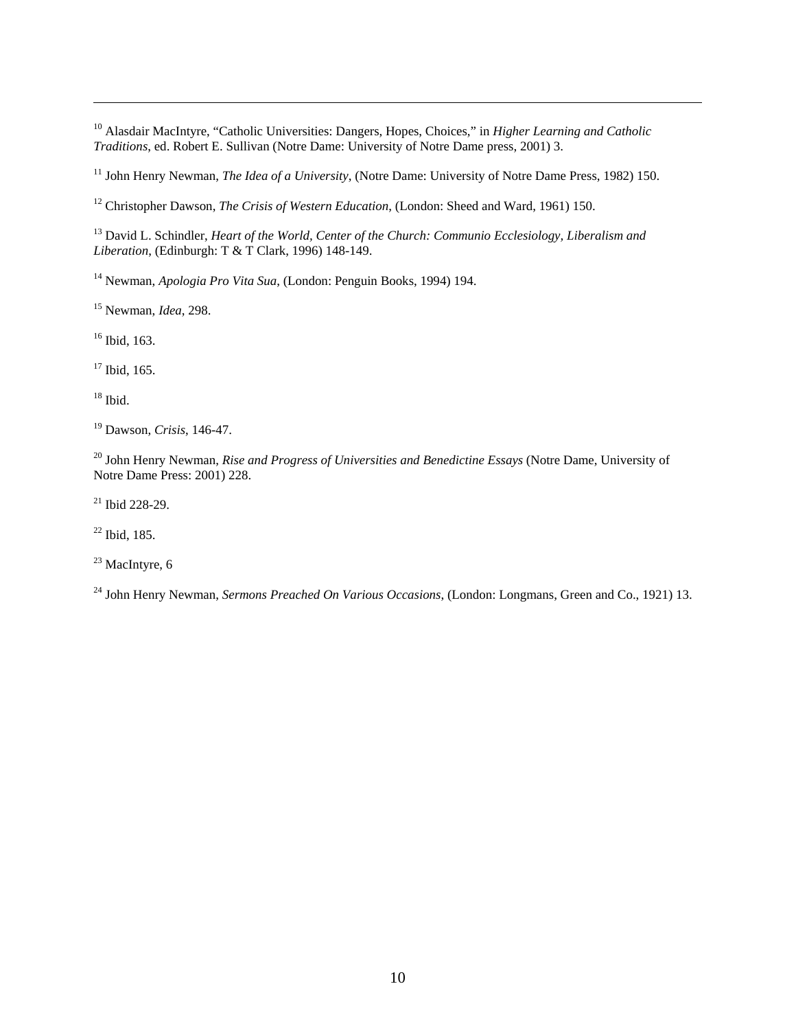[10] Alasdair MacIntyre, "Catholic Universities: Dangers, Hopes, Choices," in *Higher Learning and Catholic Traditions*, ed. Robert E. Sullivan (Notre Dame: University of Notre Dame press, 2001) 3.

[11] John Henry Newman, *The Idea of a University*, (Notre Dame: University of Notre Dame Press, 1982) 150.

[12] Christopher Dawson, *The Crisis of Western Education*, (London: Sheed and Ward, 1961) 150.

[13] David L. Schindler, *Heart of the World, Center of the Church: Communio Ecclesiology, Liberalism and Liberation*, (Edinburgh: T & T Clark, 1996) 148-149.

[14] Newman, *Apologia Pro Vita Sua*, (London: Penguin Books, 1994) 194.

[15] Newman, *Idea*, 298.

[16] Ibid, 163.

[17] Ibid, 165.

[18] Ibid.

[19] Dawson, *Crisis*, 146-47.

[20] John Henry Newman, *Rise and Progress of Universities and Benedictine Essays* (Notre Dame, University of Notre Dame Press: 2001) 228.

[21] Ibid 228-29.

[22] Ibid, 185.

[23] MacIntyre, 6

[24] John Henry Newman, *Sermons Preached On Various Occasions*, (London: Longmans, Green and Co., 1921) 13.